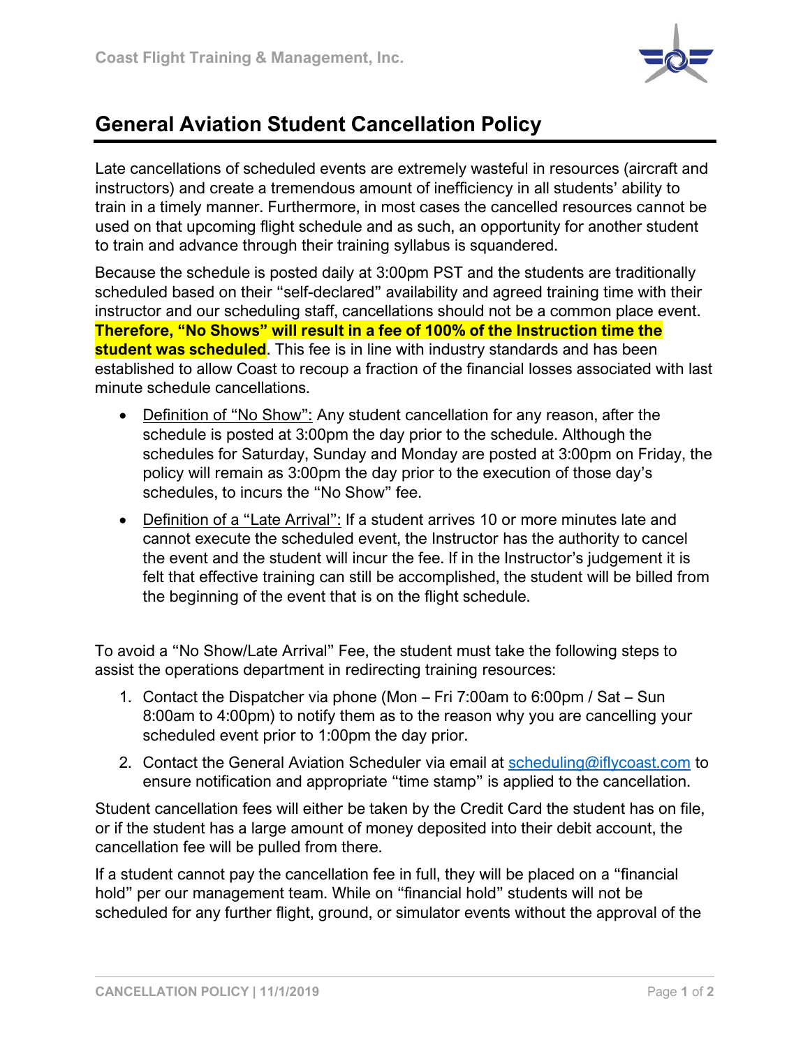# General Aviation Student Cancellation Policy

Late cancellations of scheduled events are extremely wasteful in resources (aircraft and instructors) and create a tremendous amount of inefficiency in all students' ability to train in a timely manner. Furthermore, in most cases the cancelled resources cannot be used on that upcoming flight schedule and as such, an opportunity for another student to train and advance through their training syllabus is squandered.

Because the schedule is posted daily at 3:00pm PST and the students are traditionally scheduled based on their "self-declared" availability and agreed training time with their instructor and our scheduling staff, cancellations should not be a common place event. **Therefore, "No Shows" will result in a fee of 100% of the Instruction time the student was scheduled**. This fee is in line with industry standards and has been established to allow Coast to recoup a fraction of the financial losses associated with last minute schedule cancellations.

- Definition of "No Show": Any student cancellation for any reason, after the schedule is posted at 3:00pm the day prior to the schedule. Although the schedules for Saturday, Sunday and Monday are posted at 3:00pm on Friday, the policy will remain as 3:00pm the day prior to the execution of those day's schedules, to incurs the "No Show" fee.
- Definition of a "Late Arrival": If a student arrives 10 or more minutes late and cannot execute the scheduled event, the Instructor has the authority to cancel the event and the student will incur the fee. If in the Instructor's judgement it is felt that effective training can still be accomplished, the student will be billed from the beginning of the event that is on the flight schedule.

To avoid a "No Show/Late Arrival" Fee, the student must take the following steps to assist the operations department in redirecting training resources:

1. Contact the Dispatcher via phone (Mon – Fri 7:00am to 6:00pm / Sat – Sun 8:00am to 4:00pm) to notify them as to the reason why you are cancelling your scheduled event prior to 1:00pm the day prior.
2. Contact the General Aviation Scheduler via email at scheduling@iflycoast.com to ensure notification and appropriate "time stamp" is applied to the cancellation.

Student cancellation fees will either be taken by the Credit Card the student has on file, or if the student has a large amount of money deposited into their debit account, the cancellation fee will be pulled from there.

If a student cannot pay the cancellation fee in full, they will be placed on a "financial hold" per our management team. While on "financial hold" students will not be scheduled for any further flight, ground, or simulator events without the approval of the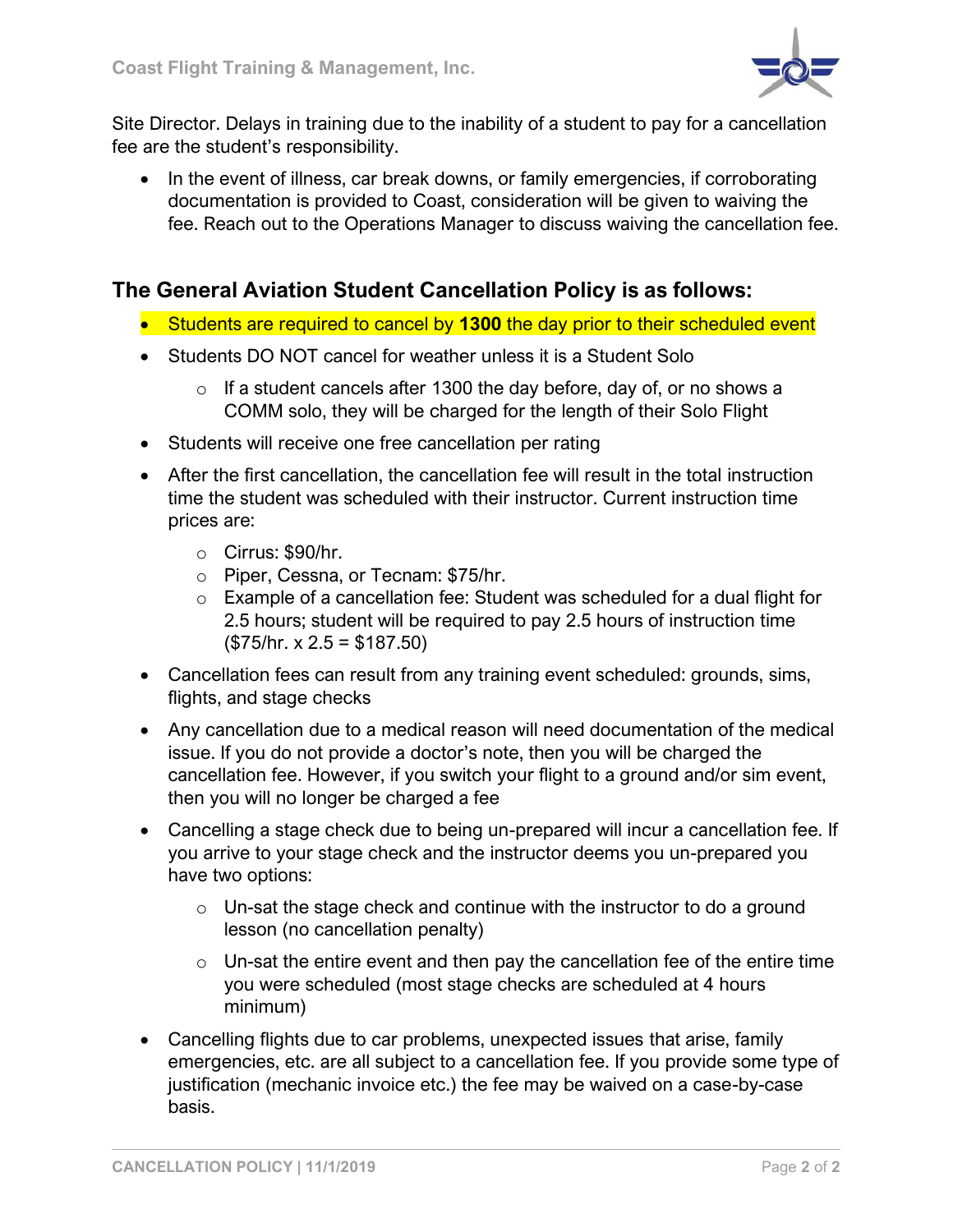Site Director. Delays in training due to the inability of a student to pay for a cancellation fee are the student's responsibility.

- In the event of illness, car break downs, or family emergencies, if corroborating documentation is provided to Coast, consideration will be given to waiving the fee. Reach out to the Operations Manager to discuss waiving the cancellation fee.

## The General Aviation Student Cancellation Policy is as follows:

- Students are required to cancel by **1300** the day prior to their scheduled event
- Students DO NOT cancel for weather unless it is a Student Solo
  - If a student cancels after 1300 the day before, day of, or no shows a COMM solo, they will be charged for the length of their Solo Flight
- Students will receive one free cancellation per rating
- After the first cancellation, the cancellation fee will result in the total instruction time the student was scheduled with their instructor. Current instruction time prices are:
  - Cirrus: $90/hr.
  - Piper, Cessna, or Tecnam: $75/hr.
  - Example of a cancellation fee: Student was scheduled for a dual flight for 2.5 hours; student will be required to pay 2.5 hours of instruction time ($75/hr. x 2.5 = $187.50)
- Cancellation fees can result from any training event scheduled: grounds, sims, flights, and stage checks
- Any cancellation due to a medical reason will need documentation of the medical issue. If you do not provide a doctor's note, then you will be charged the cancellation fee. However, if you switch your flight to a ground and/or sim event, then you will no longer be charged a fee
- Cancelling a stage check due to being un-prepared will incur a cancellation fee. If you arrive to your stage check and the instructor deems you un-prepared you have two options:
  - Un-sat the stage check and continue with the instructor to do a ground lesson (no cancellation penalty)
  - Un-sat the entire event and then pay the cancellation fee of the entire time you were scheduled (most stage checks are scheduled at 4 hours minimum)
- Cancelling flights due to car problems, unexpected issues that arise, family emergencies, etc. are all subject to a cancellation fee. If you provide some type of justification (mechanic invoice etc.) the fee may be waived on a case-by-case basis.